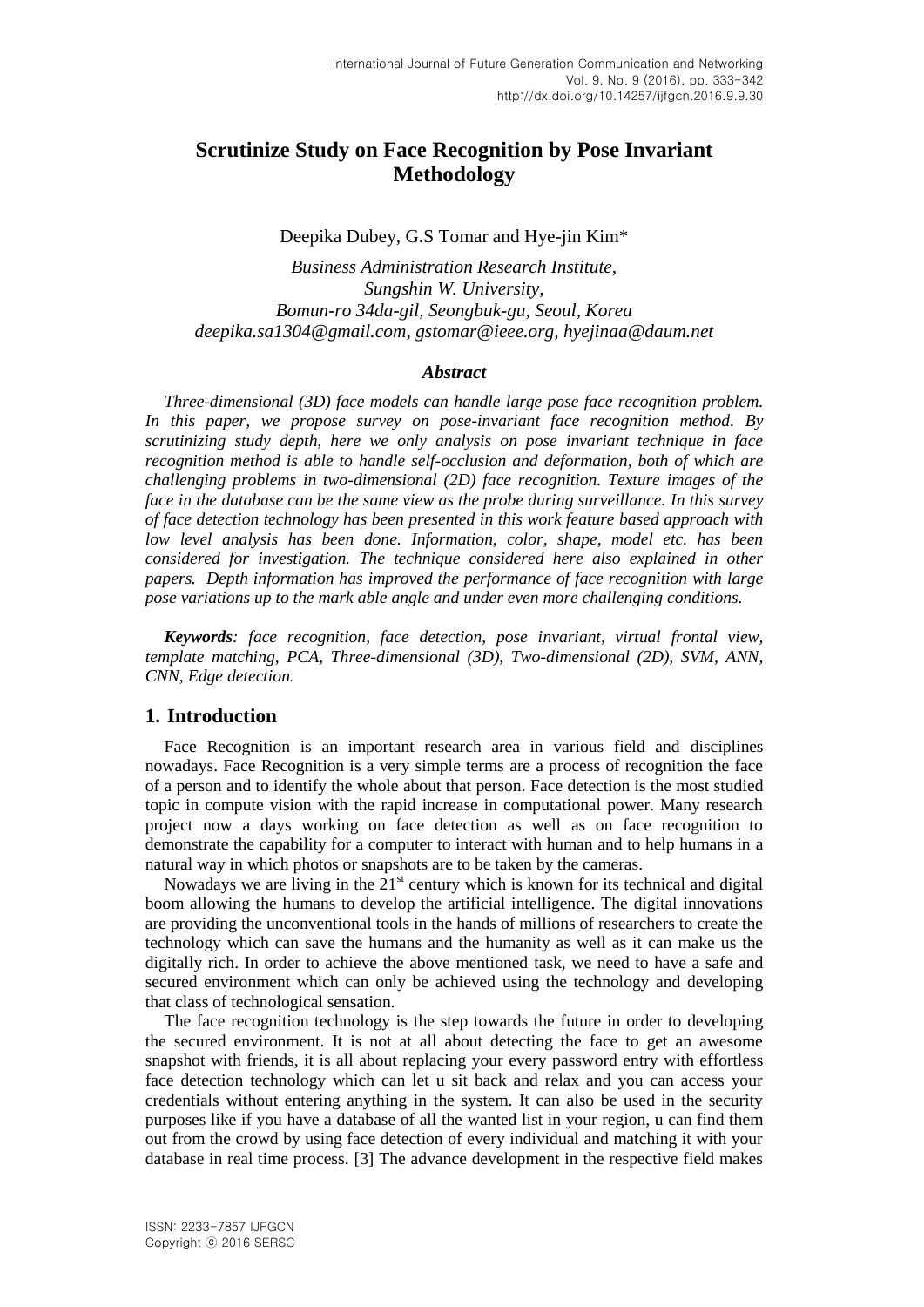# Scrutinize Study on Face Recognition by Pose Invariant Methodology

Deepika Dubey, G.S Tomar and Hye-jin Kim*

*Business Administration Research Institute, Sungshin W. University, Bomun-ro 34da-gil, Seongbuk-gu, Seoul, Korea*
*deepika.sa1304@gmail.com, gstomar@ieee.org, hyejinaa@daum.net*

### *Abstract*

*Three-dimensional (3D) face models can handle large pose face recognition problem. In this paper, we propose survey on pose-invariant face recognition method. By scrutinizing study depth, here we only analysis on pose invariant technique in face recognition method is able to handle self-occlusion and deformation, both of which are challenging problems in two-dimensional (2D) face recognition. Texture images of the face in the database can be the same view as the probe during surveillance. In this survey of face detection technology has been presented in this work feature based approach with low level analysis has been done. Information, color, shape, model etc. has been considered for investigation. The technique considered here also explained in other papers. Depth information has improved the performance of face recognition with large pose variations up to the mark able angle and under even more challenging conditions.*

***Keywords****: face recognition, face detection, pose invariant, virtual frontal view, template matching, PCA, Three-dimensional (3D), Two-dimensional (2D), SVM, ANN, CNN, Edge detection.*

## 1. Introduction

Face Recognition is an important research area in various field and disciplines nowadays. Face Recognition is a very simple terms are a process of recognition the face of a person and to identify the whole about that person. Face detection is the most studied topic in compute vision with the rapid increase in computational power. Many research project now a days working on face detection as well as on face recognition to demonstrate the capability for a computer to interact with human and to help humans in a natural way in which photos or snapshots are to be taken by the cameras.

Nowadays we are living in the 21st century which is known for its technical and digital boom allowing the humans to develop the artificial intelligence. The digital innovations are providing the unconventional tools in the hands of millions of researchers to create the technology which can save the humans and the humanity as well as it can make us the digitally rich. In order to achieve the above mentioned task, we need to have a safe and secured environment which can only be achieved using the technology and developing that class of technological sensation.

The face recognition technology is the step towards the future in order to developing the secured environment. It is not at all about detecting the face to get an awesome snapshot with friends, it is all about replacing your every password entry with effortless face detection technology which can let u sit back and relax and you can access your credentials without entering anything in the system. It can also be used in the security purposes like if you have a database of all the wanted list in your region, u can find them out from the crowd by using face detection of every individual and matching it with your database in real time process. [3] The advance development in the respective field makes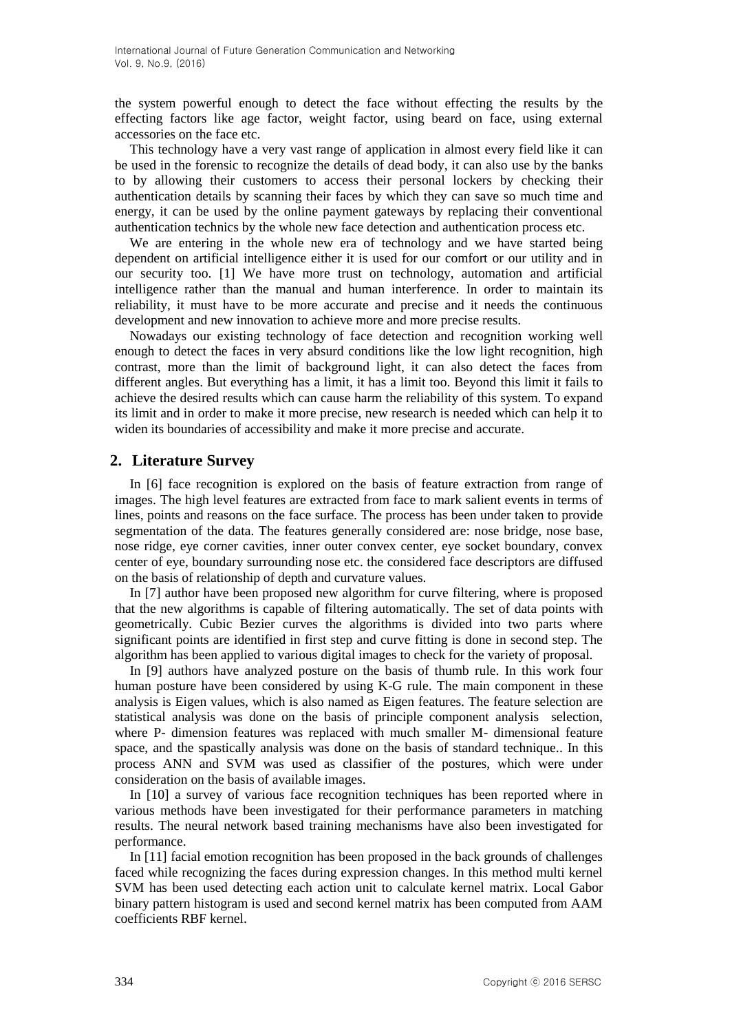the system powerful enough to detect the face without effecting the results by the effecting factors like age factor, weight factor, using beard on face, using external accessories on the face etc.

This technology have a very vast range of application in almost every field like it can be used in the forensic to recognize the details of dead body, it can also use by the banks to by allowing their customers to access their personal lockers by checking their authentication details by scanning their faces by which they can save so much time and energy, it can be used by the online payment gateways by replacing their conventional authentication technics by the whole new face detection and authentication process etc.

We are entering in the whole new era of technology and we have started being dependent on artificial intelligence either it is used for our comfort or our utility and in our security too. [1] We have more trust on technology, automation and artificial intelligence rather than the manual and human interference. In order to maintain its reliability, it must have to be more accurate and precise and it needs the continuous development and new innovation to achieve more and more precise results.

Nowadays our existing technology of face detection and recognition working well enough to detect the faces in very absurd conditions like the low light recognition, high contrast, more than the limit of background light, it can also detect the faces from different angles. But everything has a limit, it has a limit too. Beyond this limit it fails to achieve the desired results which can cause harm the reliability of this system. To expand its limit and in order to make it more precise, new research is needed which can help it to widen its boundaries of accessibility and make it more precise and accurate.

## 2. Literature Survey

In [6] face recognition is explored on the basis of feature extraction from range of images. The high level features are extracted from face to mark salient events in terms of lines, points and reasons on the face surface. The process has been under taken to provide segmentation of the data. The features generally considered are: nose bridge, nose base, nose ridge, eye corner cavities, inner outer convex center, eye socket boundary, convex center of eye, boundary surrounding nose etc. the considered face descriptors are diffused on the basis of relationship of depth and curvature values.

In [7] author have been proposed new algorithm for curve filtering, where is proposed that the new algorithms is capable of filtering automatically. The set of data points with geometrically. Cubic Bezier curves the algorithms is divided into two parts where significant points are identified in first step and curve fitting is done in second step. The algorithm has been applied to various digital images to check for the variety of proposal.

In [9] authors have analyzed posture on the basis of thumb rule. In this work four human posture have been considered by using K-G rule. The main component in these analysis is Eigen values, which is also named as Eigen features. The feature selection are statistical analysis was done on the basis of principle component analysis selection, where P- dimension features was replaced with much smaller M- dimensional feature space, and the spastically analysis was done on the basis of standard technique.. In this process ANN and SVM was used as classifier of the postures, which were under consideration on the basis of available images.

In [10] a survey of various face recognition techniques has been reported where in various methods have been investigated for their performance parameters in matching results. The neural network based training mechanisms have also been investigated for performance.

In [11] facial emotion recognition has been proposed in the back grounds of challenges faced while recognizing the faces during expression changes. In this method multi kernel SVM has been used detecting each action unit to calculate kernel matrix. Local Gabor binary pattern histogram is used and second kernel matrix has been computed from AAM coefficients RBF kernel.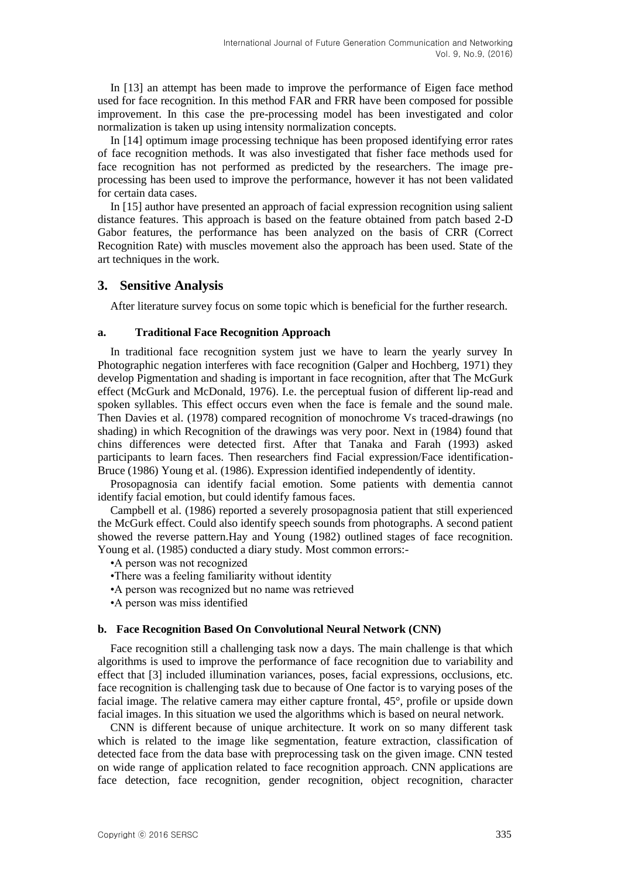In [13] an attempt has been made to improve the performance of Eigen face method used for face recognition. In this method FAR and FRR have been composed for possible improvement. In this case the pre-processing model has been investigated and color normalization is taken up using intensity normalization concepts.

In [14] optimum image processing technique has been proposed identifying error rates of face recognition methods. It was also investigated that fisher face methods used for face recognition has not performed as predicted by the researchers. The image pre-processing has been used to improve the performance, however it has not been validated for certain data cases.

In [15] author have presented an approach of facial expression recognition using salient distance features. This approach is based on the feature obtained from patch based 2-D Gabor features, the performance has been analyzed on the basis of CRR (Correct Recognition Rate) with muscles movement also the approach has been used. State of the art techniques in the work.

## 3. Sensitive Analysis

After literature survey focus on some topic which is beneficial for the further research.

### a. Traditional Face Recognition Approach

In traditional face recognition system just we have to learn the yearly survey In Photographic negation interferes with face recognition (Galper and Hochberg, 1971) they develop Pigmentation and shading is important in face recognition, after that The McGurk effect (McGurk and McDonald, 1976). I.e. the perceptual fusion of different lip-read and spoken syllables. This effect occurs even when the face is female and the sound male. Then Davies et al. (1978) compared recognition of monochrome Vs traced-drawings (no shading) in which Recognition of the drawings was very poor. Next in (1984) found that chins differences were detected first. After that Tanaka and Farah (1993) asked participants to learn faces. Then researchers find Facial expression/Face identification-Bruce (1986) Young et al. (1986). Expression identified independently of identity.

Prosopagnosia can identify facial emotion. Some patients with dementia cannot identify facial emotion, but could identify famous faces.

Campbell et al. (1986) reported a severely prosopagnosia patient that still experienced the McGurk effect. Could also identify speech sounds from photographs. A second patient showed the reverse pattern.Hay and Young (1982) outlined stages of face recognition. Young et al. (1985) conducted a diary study. Most common errors:-

- A person was not recognized
- There was a feeling familiarity without identity
- A person was recognized but no name was retrieved
- A person was miss identified

### b. Face Recognition Based On Convolutional Neural Network (CNN)

Face recognition still a challenging task now a days. The main challenge is that which algorithms is used to improve the performance of face recognition due to variability and effect that [3] included illumination variances, poses, facial expressions, occlusions, etc. face recognition is challenging task due to because of One factor is to varying poses of the facial image. The relative camera may either capture frontal, 45°, profile or upside down facial images. In this situation we used the algorithms which is based on neural network.

CNN is different because of unique architecture. It work on so many different task which is related to the image like segmentation, feature extraction, classification of detected face from the data base with preprocessing task on the given image. CNN tested on wide range of application related to face recognition approach. CNN applications are face detection, face recognition, gender recognition, object recognition, character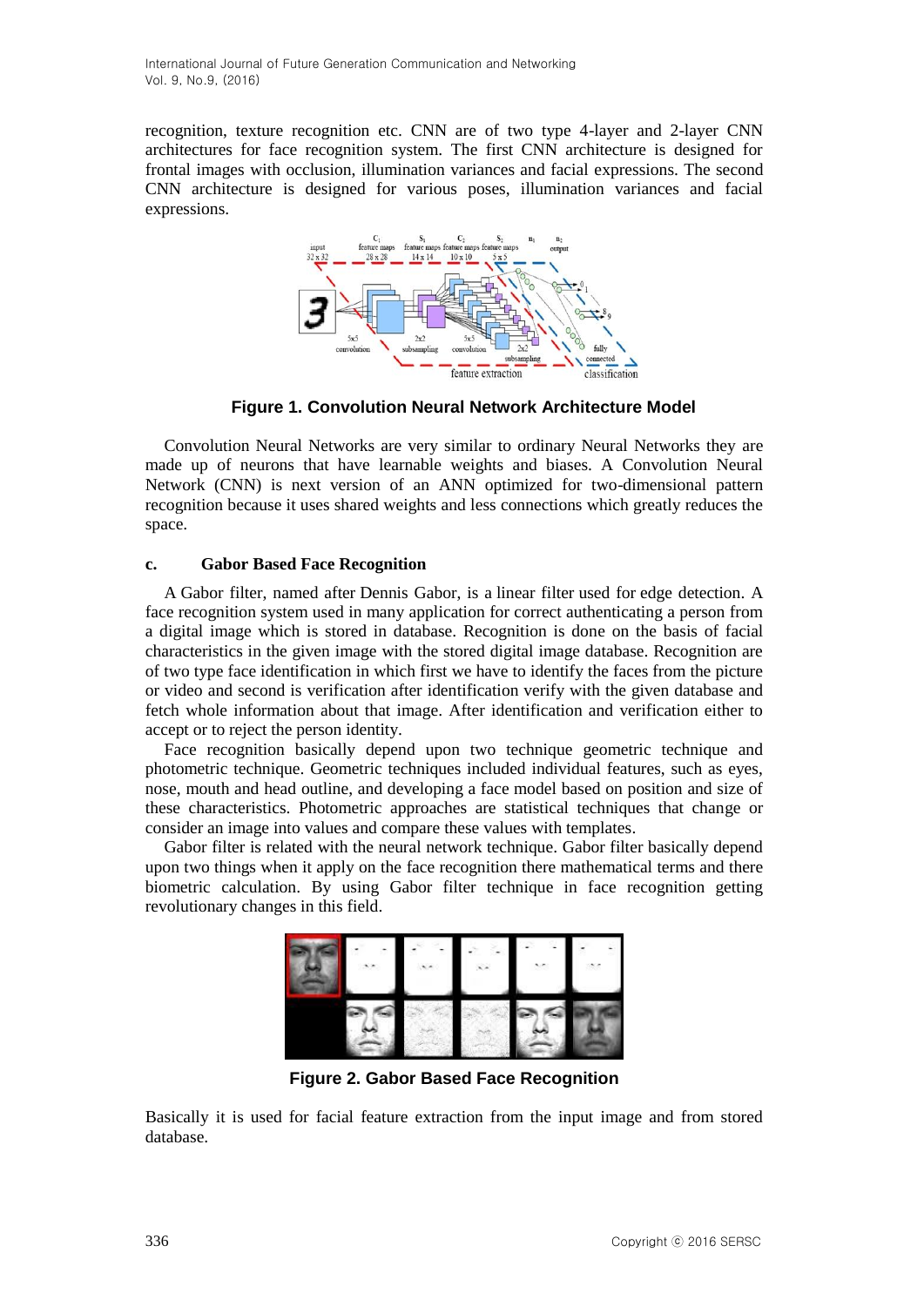recognition, texture recognition etc. CNN are of two type 4-layer and 2-layer CNN architectures for face recognition system. The first CNN architecture is designed for frontal images with occlusion, illumination variances and facial expressions. The second CNN architecture is designed for various poses, illumination variances and facial expressions.

**Figure 1. Convolution Neural Network Architecture Model**

Convolution Neural Networks are very similar to ordinary Neural Networks they are made up of neurons that have learnable weights and biases. A Convolution Neural Network (CNN) is next version of an ANN optimized for two-dimensional pattern recognition because it uses shared weights and less connections which greatly reduces the space.

### c. Gabor Based Face Recognition

A Gabor filter, named after Dennis Gabor, is a linear filter used for edge detection. A face recognition system used in many application for correct authenticating a person from a digital image which is stored in database. Recognition is done on the basis of facial characteristics in the given image with the stored digital image database. Recognition are of two type face identification in which first we have to identify the faces from the picture or video and second is verification after identification verify with the given database and fetch whole information about that image. After identification and verification either to accept or to reject the person identity.

Face recognition basically depend upon two technique geometric technique and photometric technique. Geometric techniques included individual features, such as eyes, nose, mouth and head outline, and developing a face model based on position and size of these characteristics. Photometric approaches are statistical techniques that change or consider an image into values and compare these values with templates.

Gabor filter is related with the neural network technique. Gabor filter basically depend upon two things when it apply on the face recognition there mathematical terms and there biometric calculation. By using Gabor filter technique in face recognition getting revolutionary changes in this field.

**Figure 2. Gabor Based Face Recognition**

Basically it is used for facial feature extraction from the input image and from stored database.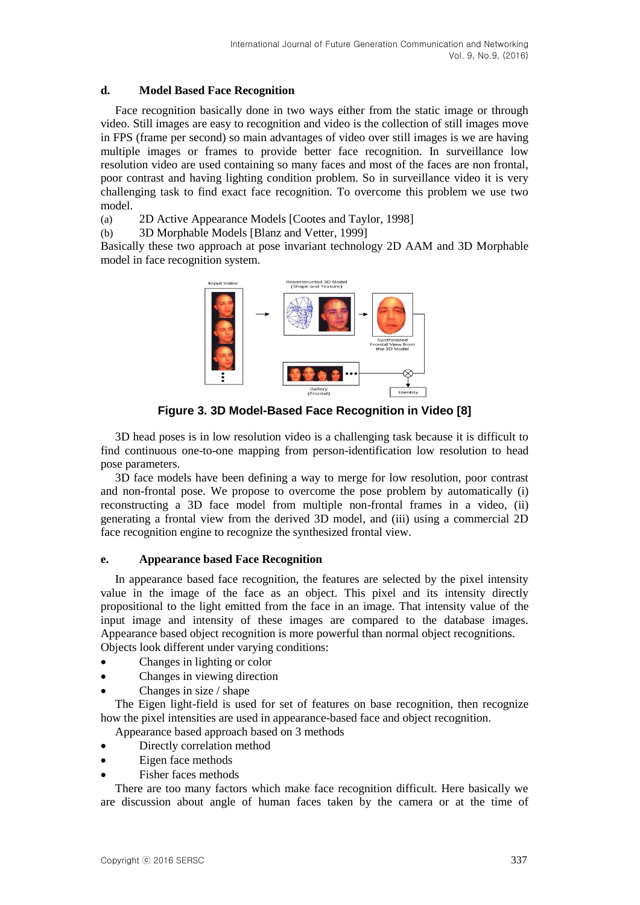### d. Model Based Face Recognition

Face recognition basically done in two ways either from the static image or through video. Still images are easy to recognition and video is the collection of still images move in FPS (frame per second) so main advantages of video over still images is we are having multiple images or frames to provide better face recognition. In surveillance low resolution video are used containing so many faces and most of the faces are non frontal, poor contrast and having lighting condition problem. So in surveillance video it is very challenging task to find exact face recognition. To overcome this problem we use two model.

(a) 2D Active Appearance Models [Cootes and Taylor, 1998]

(b) 3D Morphable Models [Blanz and Vetter, 1999]

Basically these two approach at pose invariant technology 2D AAM and 3D Morphable model in face recognition system.

**Figure 3. 3D Model-Based Face Recognition in Video [8]**

3D head poses is in low resolution video is a challenging task because it is difficult to find continuous one-to-one mapping from person-identification low resolution to head pose parameters.

3D face models have been defining a way to merge for low resolution, poor contrast and non-frontal pose. We propose to overcome the pose problem by automatically (i) reconstructing a 3D face model from multiple non-frontal frames in a video, (ii) generating a frontal view from the derived 3D model, and (iii) using a commercial 2D face recognition engine to recognize the synthesized frontal view.

### e. Appearance based Face Recognition

In appearance based face recognition, the features are selected by the pixel intensity value in the image of the face as an object. This pixel and its intensity directly propositional to the light emitted from the face in an image. That intensity value of the input image and intensity of these images are compared to the database images. Appearance based object recognition is more powerful than normal object recognitions. Objects look different under varying conditions:

- Changes in lighting or color
- Changes in viewing direction
- Changes in size / shape

The Eigen light-field is used for set of features on base recognition, then recognize how the pixel intensities are used in appearance-based face and object recognition.

Appearance based approach based on 3 methods

- Directly correlation method
- Eigen face methods
- Fisher faces methods

There are too many factors which make face recognition difficult. Here basically we are discussion about angle of human faces taken by the camera or at the time of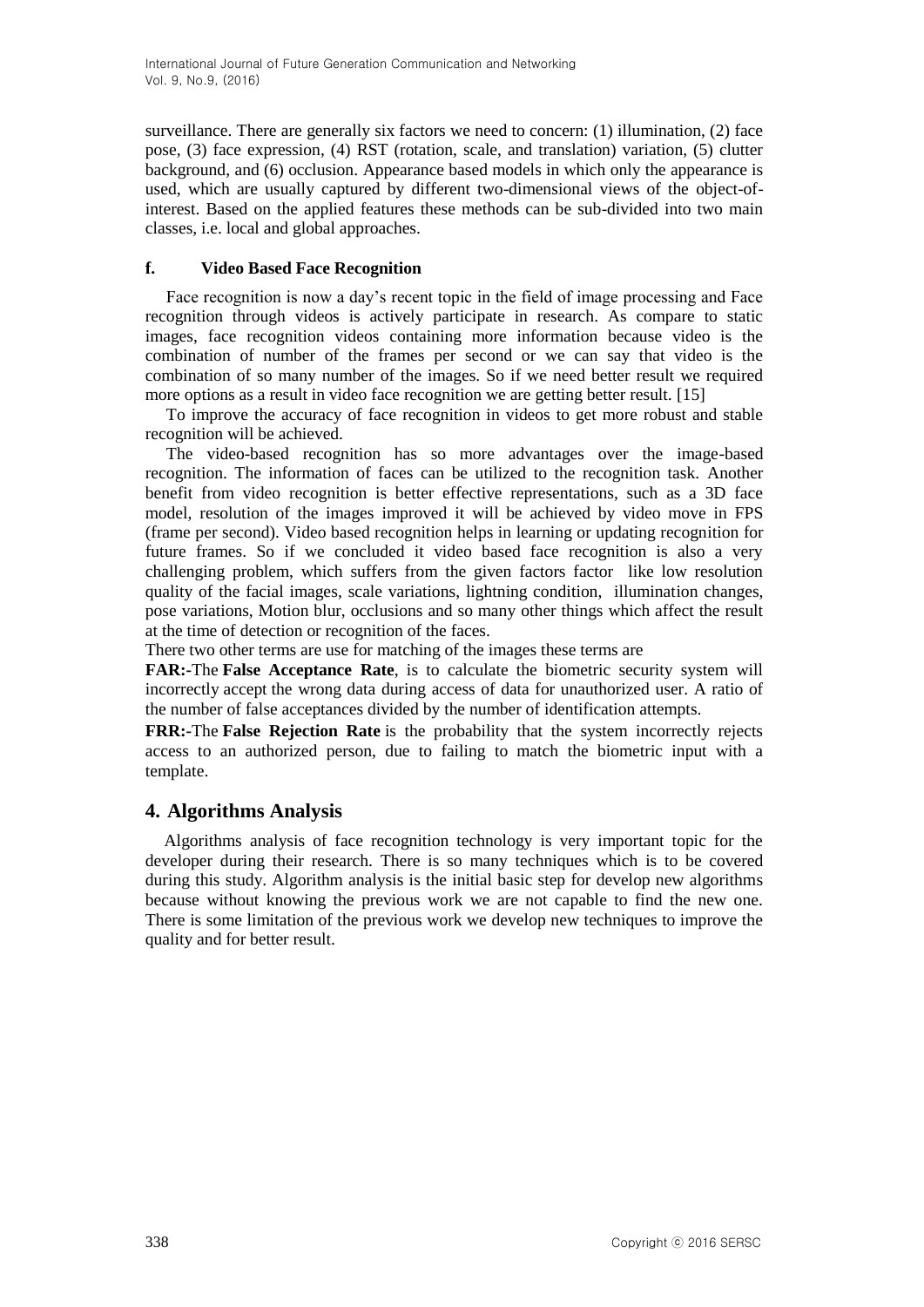surveillance. There are generally six factors we need to concern: (1) illumination, (2) face pose, (3) face expression, (4) RST (rotation, scale, and translation) variation, (5) clutter background, and (6) occlusion. Appearance based models in which only the appearance is used, which are usually captured by different two-dimensional views of the object-of-interest. Based on the applied features these methods can be sub-divided into two main classes, i.e. local and global approaches.

#### f. Video Based Face Recognition

Face recognition is now a day's recent topic in the field of image processing and Face recognition through videos is actively participate in research. As compare to static images, face recognition videos containing more information because video is the combination of number of the frames per second or we can say that video is the combination of so many number of the images. So if we need better result we required more options as a result in video face recognition we are getting better result. [15]

To improve the accuracy of face recognition in videos to get more robust and stable recognition will be achieved.

The video-based recognition has so more advantages over the image-based recognition. The information of faces can be utilized to the recognition task. Another benefit from video recognition is better effective representations, such as a 3D face model, resolution of the images improved it will be achieved by video move in FPS (frame per second). Video based recognition helps in learning or updating recognition for future frames. So if we concluded it video based face recognition is also a very challenging problem, which suffers from the given factors factor like low resolution quality of the facial images, scale variations, lightning condition, illumination changes, pose variations, Motion blur, occlusions and so many other things which affect the result at the time of detection or recognition of the faces.

There two other terms are use for matching of the images these terms are

**FAR:-**The **False Acceptance Rate**, is to calculate the biometric security system will incorrectly accept the wrong data during access of data for unauthorized user. A ratio of the number of false acceptances divided by the number of identification attempts.

**FRR:-**The **False Rejection Rate** is the probability that the system incorrectly rejects access to an authorized person, due to failing to match the biometric input with a template.

## 4. Algorithms Analysis

Algorithms analysis of face recognition technology is very important topic for the developer during their research. There is so many techniques which is to be covered during this study. Algorithm analysis is the initial basic step for develop new algorithms because without knowing the previous work we are not capable to find the new one. There is some limitation of the previous work we develop new techniques to improve the quality and for better result.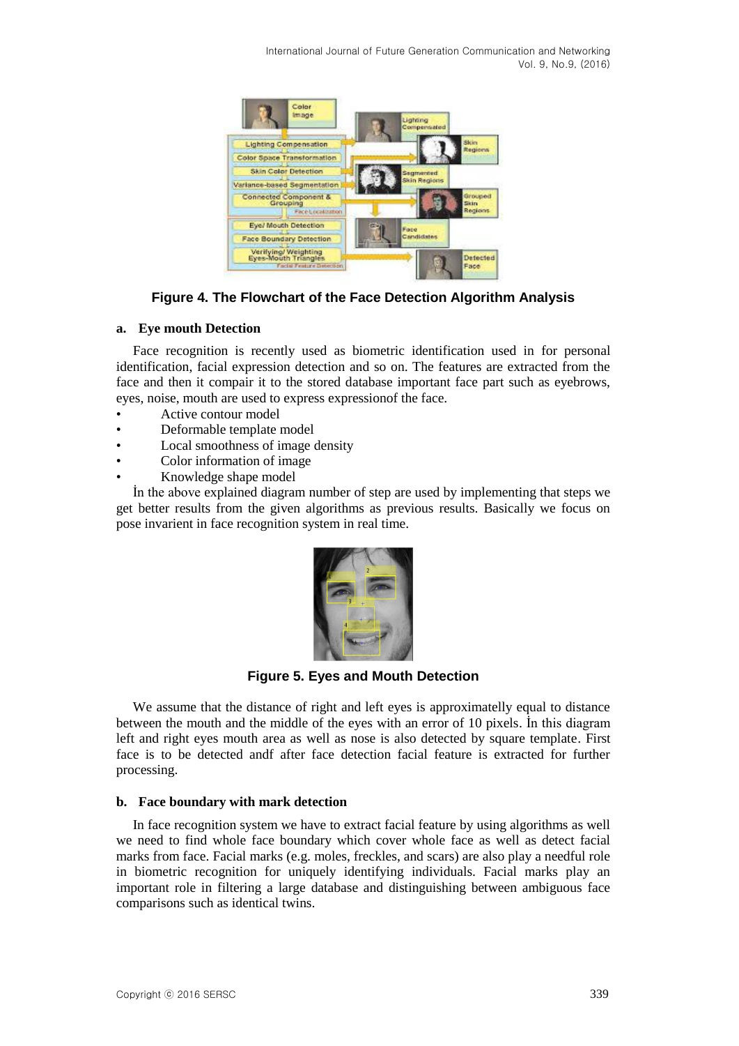**Figure 4. The Flowchart of the Face Detection Algorithm Analysis**

### a. Eye mouth Detection

Face recognition is recently used as biometric identification used in for personal identification, facial expression detection and so on. The features are extracted from the face and then it compair it to the stored database important face part such as eyebrows, eyes, noise, mouth are used to express expressionof the face.

- Active contour model
- Deformable template model
- Local smoothness of image density
- Color information of image
- Knowledge shape model

İn the above explained diagram number of step are used by implementing that steps we get better results from the given algorithms as previous results. Basically we focus on pose invarient in face recognition system in real time.

**Figure 5. Eyes and Mouth Detection**

We assume that the distance of right and left eyes is approximatelly equal to distance between the mouth and the middle of the eyes with an error of 10 pixels. İn this diagram left and right eyes mouth area as well as nose is also detected by square template. First face is to be detected andf after face detection facial feature is extracted for further processing.

### b. Face boundary with mark detection

In face recognition system we have to extract facial feature by using algorithms as well we need to find whole face boundary which cover whole face as well as detect facial marks from face. Facial marks (e.g. moles, freckles, and scars) are also play a needful role in biometric recognition for uniquely identifying individuals. Facial marks play an important role in filtering a large database and distinguishing between ambiguous face comparisons such as identical twins.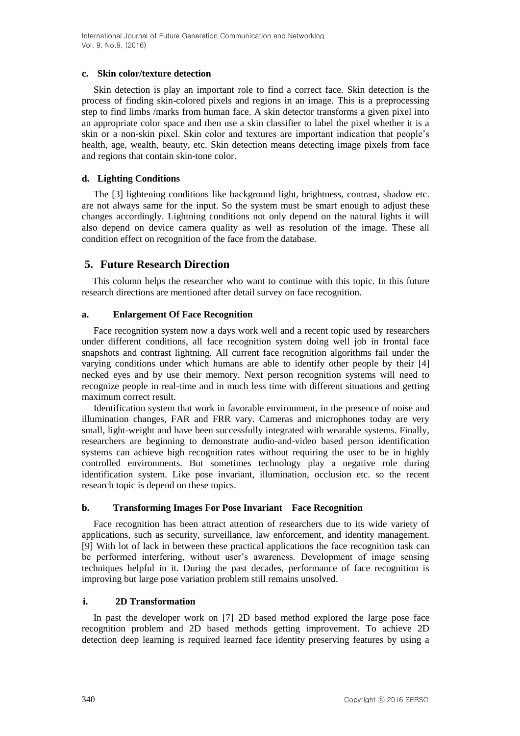#### c. Skin color/texture detection

Skin detection is play an important role to find a correct face. Skin detection is the process of finding skin-colored pixels and regions in an image. This is a preprocessing step to find limbs /marks from human face. A skin detector transforms a given pixel into an appropriate color space and then use a skin classifier to label the pixel whether it is a skin or a non-skin pixel. Skin color and textures are important indication that people's health, age, wealth, beauty, etc. Skin detection means detecting image pixels from face and regions that contain skin-tone color.

#### d. Lighting Conditions

The [3] lightening conditions like background light, brightness, contrast, shadow etc. are not always same for the input. So the system must be smart enough to adjust these changes accordingly. Lightning conditions not only depend on the natural lights it will also depend on device camera quality as well as resolution of the image. These all condition effect on recognition of the face from the database.

## 5. Future Research Direction

This column helps the researcher who want to continue with this topic. In this future research directions are mentioned after detail survey on face recognition.

#### a. Enlargement Of Face Recognition

Face recognition system now a days work well and a recent topic used by researchers under different conditions, all face recognition system doing well job in frontal face snapshots and contrast lightning. All current face recognition algorithms fail under the varying conditions under which humans are able to identify other people by their [4] necked eyes and by use their memory. Next person recognition systems will need to recognize people in real-time and in much less time with different situations and getting maximum correct result.

Identification system that work in favorable environment, in the presence of noise and illumination changes, FAR and FRR vary. Cameras and microphones today are very small, light-weight and have been successfully integrated with wearable systems. Finally, researchers are beginning to demonstrate audio-and-video based person identification systems can achieve high recognition rates without requiring the user to be in highly controlled environments. But sometimes technology play a negative role during identification system. Like pose invariant, illumination, occlusion etc. so the recent research topic is depend on these topics.

#### b. Transforming Images For Pose Invariant Face Recognition

Face recognition has been attract attention of researchers due to its wide variety of applications, such as security, surveillance, law enforcement, and identity management. [9] With lot of lack in between these practical applications the face recognition task can be performed interfering, without user's awareness. Development of image sensing techniques helpful in it. During the past decades, performance of face recognition is improving but large pose variation problem still remains unsolved.

#### i. 2D Transformation

In past the developer work on [7] 2D based method explored the large pose face recognition problem and 2D based methods getting improvement. To achieve 2D detection deep learning is required learned face identity preserving features by using a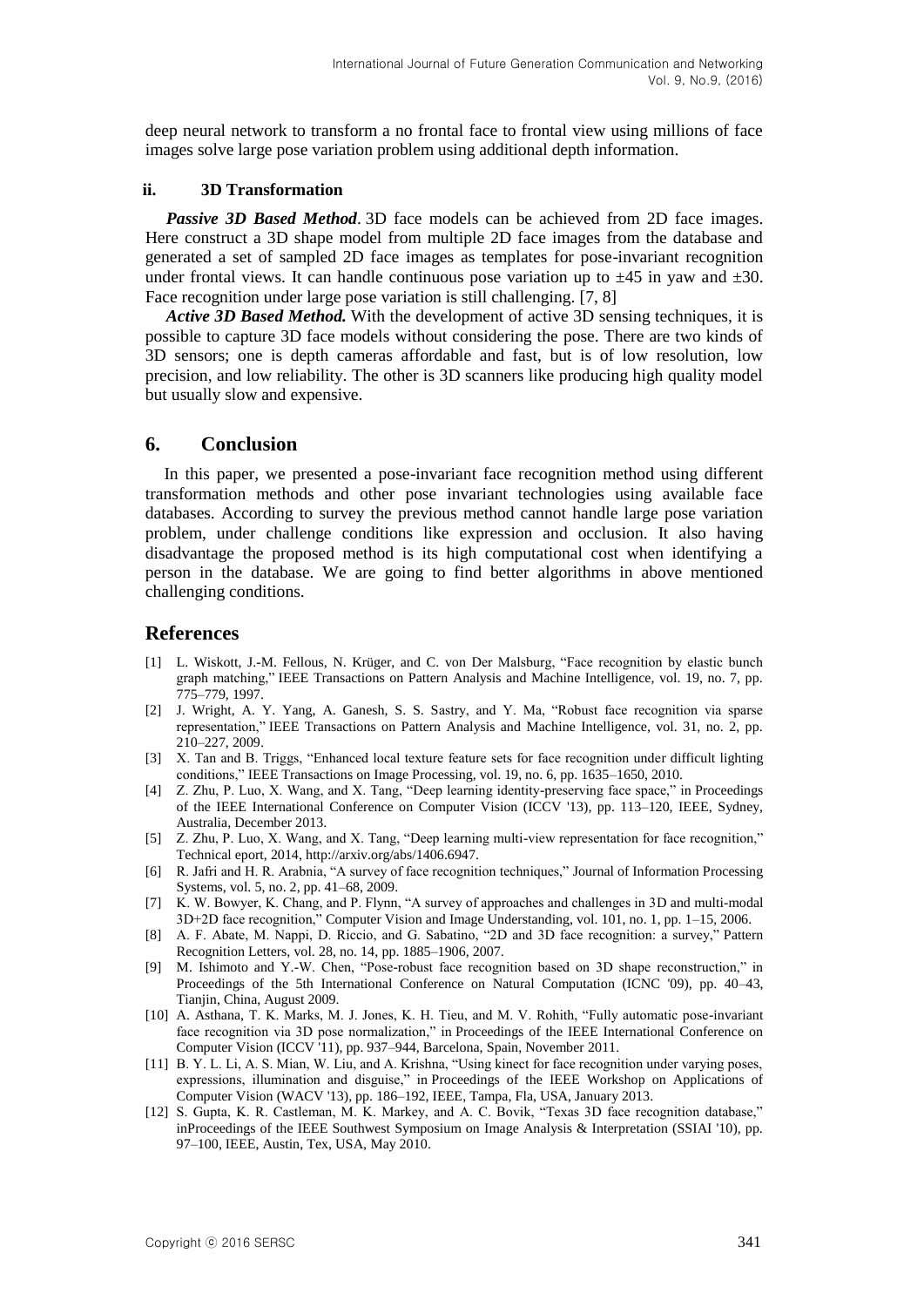deep neural network to transform a no frontal face to frontal view using millions of face images solve large pose variation problem using additional depth information.

### ii. 3D Transformation

***Passive 3D Based Method***. 3D face models can be achieved from 2D face images. Here construct a 3D shape model from multiple 2D face images from the database and generated a set of sampled 2D face images as templates for pose-invariant recognition under frontal views. It can handle continuous pose variation up to ±45 in yaw and ±30. Face recognition under large pose variation is still challenging. [7, 8]

***Active 3D Based Method.*** With the development of active 3D sensing techniques, it is possible to capture 3D face models without considering the pose. There are two kinds of 3D sensors; one is depth cameras affordable and fast, but is of low resolution, low precision, and low reliability. The other is 3D scanners like producing high quality model but usually slow and expensive.

## 6. Conclusion

In this paper, we presented a pose-invariant face recognition method using different transformation methods and other pose invariant technologies using available face databases. According to survey the previous method cannot handle large pose variation problem, under challenge conditions like expression and occlusion. It also having disadvantage the proposed method is its high computational cost when identifying a person in the database. We are going to find better algorithms in above mentioned challenging conditions.

## References

[1] L. Wiskott, J.-M. Fellous, N. Krüger, and C. von Der Malsburg, "Face recognition by elastic bunch graph matching," IEEE Transactions on Pattern Analysis and Machine Intelligence, vol. 19, no. 7, pp. 775–779, 1997.

[2] J. Wright, A. Y. Yang, A. Ganesh, S. S. Sastry, and Y. Ma, "Robust face recognition via sparse representation," IEEE Transactions on Pattern Analysis and Machine Intelligence, vol. 31, no. 2, pp. 210–227, 2009.

[3] X. Tan and B. Triggs, "Enhanced local texture feature sets for face recognition under difficult lighting conditions," IEEE Transactions on Image Processing, vol. 19, no. 6, pp. 1635–1650, 2010.

[4] Z. Zhu, P. Luo, X. Wang, and X. Tang, "Deep learning identity-preserving face space," in Proceedings of the IEEE International Conference on Computer Vision (ICCV '13), pp. 113–120, IEEE, Sydney, Australia, December 2013.

[5] Z. Zhu, P. Luo, X. Wang, and X. Tang, "Deep learning multi-view representation for face recognition," Technical eport, 2014, http://arxiv.org/abs/1406.6947.

[6] R. Jafri and H. R. Arabnia, "A survey of face recognition techniques," Journal of Information Processing Systems, vol. 5, no. 2, pp. 41–68, 2009.

[7] K. W. Bowyer, K. Chang, and P. Flynn, "A survey of approaches and challenges in 3D and multi-modal 3D+2D face recognition," Computer Vision and Image Understanding, vol. 101, no. 1, pp. 1–15, 2006.

[8] A. F. Abate, M. Nappi, D. Riccio, and G. Sabatino, "2D and 3D face recognition: a survey," Pattern Recognition Letters, vol. 28, no. 14, pp. 1885–1906, 2007.

[9] M. Ishimoto and Y.-W. Chen, "Pose-robust face recognition based on 3D shape reconstruction," in Proceedings of the 5th International Conference on Natural Computation (ICNC '09), pp. 40–43, Tianjin, China, August 2009.

[10] A. Asthana, T. K. Marks, M. J. Jones, K. H. Tieu, and M. V. Rohith, "Fully automatic pose-invariant face recognition via 3D pose normalization," in Proceedings of the IEEE International Conference on Computer Vision (ICCV '11), pp. 937–944, Barcelona, Spain, November 2011.

[11] B. Y. L. Li, A. S. Mian, W. Liu, and A. Krishna, "Using kinect for face recognition under varying poses, expressions, illumination and disguise," in Proceedings of the IEEE Workshop on Applications of Computer Vision (WACV '13), pp. 186–192, IEEE, Tampa, Fla, USA, January 2013.

[12] S. Gupta, K. R. Castleman, M. K. Markey, and A. C. Bovik, "Texas 3D face recognition database," inProceedings of the IEEE Southwest Symposium on Image Analysis & Interpretation (SSIAI '10), pp. 97–100, IEEE, Austin, Tex, USA, May 2010.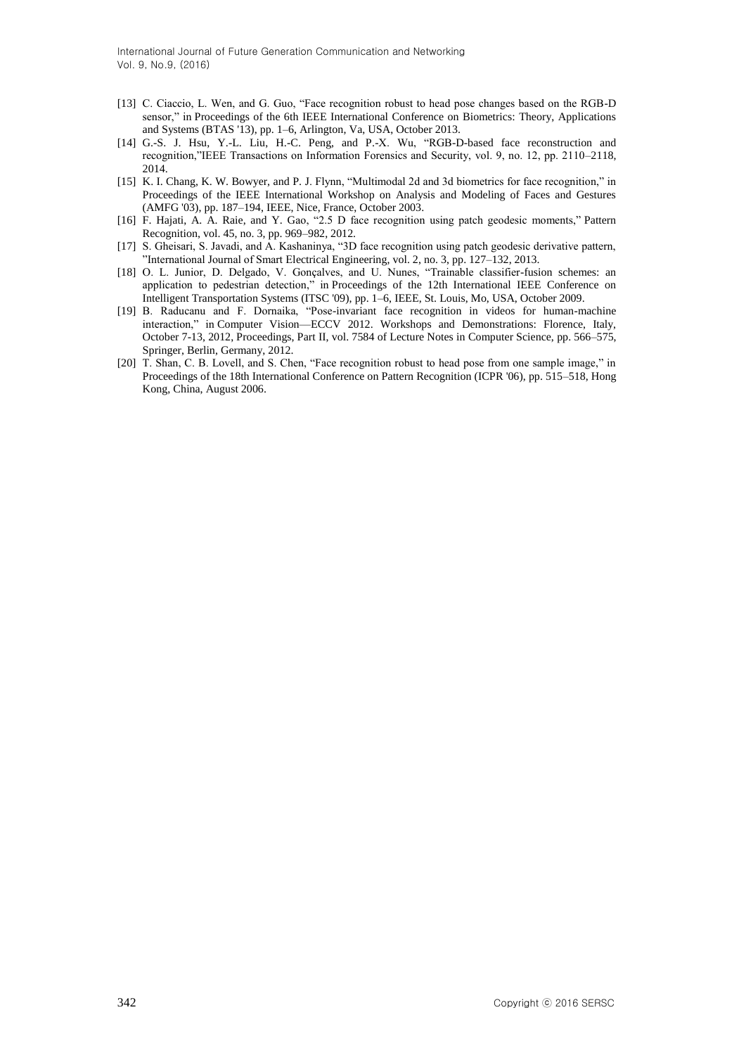[13] C. Ciaccio, L. Wen, and G. Guo, "Face recognition robust to head pose changes based on the RGB-D sensor," in Proceedings of the 6th IEEE International Conference on Biometrics: Theory, Applications and Systems (BTAS '13), pp. 1–6, Arlington, Va, USA, October 2013.

[14] G.-S. J. Hsu, Y.-L. Liu, H.-C. Peng, and P.-X. Wu, "RGB-D-based face reconstruction and recognition,"IEEE Transactions on Information Forensics and Security, vol. 9, no. 12, pp. 2110–2118, 2014.

[15] K. I. Chang, K. W. Bowyer, and P. J. Flynn, "Multimodal 2d and 3d biometrics for face recognition," in Proceedings of the IEEE International Workshop on Analysis and Modeling of Faces and Gestures (AMFG '03), pp. 187–194, IEEE, Nice, France, October 2003.

[16] F. Hajati, A. A. Raie, and Y. Gao, "2.5 D face recognition using patch geodesic moments," Pattern Recognition, vol. 45, no. 3, pp. 969–982, 2012.

[17] S. Gheisari, S. Javadi, and A. Kashaninya, "3D face recognition using patch geodesic derivative pattern, "International Journal of Smart Electrical Engineering, vol. 2, no. 3, pp. 127–132, 2013.

[18] O. L. Junior, D. Delgado, V. Gonçalves, and U. Nunes, "Trainable classifier-fusion schemes: an application to pedestrian detection," in Proceedings of the 12th International IEEE Conference on Intelligent Transportation Systems (ITSC '09), pp. 1–6, IEEE, St. Louis, Mo, USA, October 2009.

[19] B. Raducanu and F. Dornaika, "Pose-invariant face recognition in videos for human-machine interaction," in Computer Vision—ECCV 2012. Workshops and Demonstrations: Florence, Italy, October 7-13, 2012, Proceedings, Part II, vol. 7584 of Lecture Notes in Computer Science, pp. 566–575, Springer, Berlin, Germany, 2012.

[20] T. Shan, C. B. Lovell, and S. Chen, "Face recognition robust to head pose from one sample image," in Proceedings of the 18th International Conference on Pattern Recognition (ICPR '06), pp. 515–518, Hong Kong, China, August 2006.